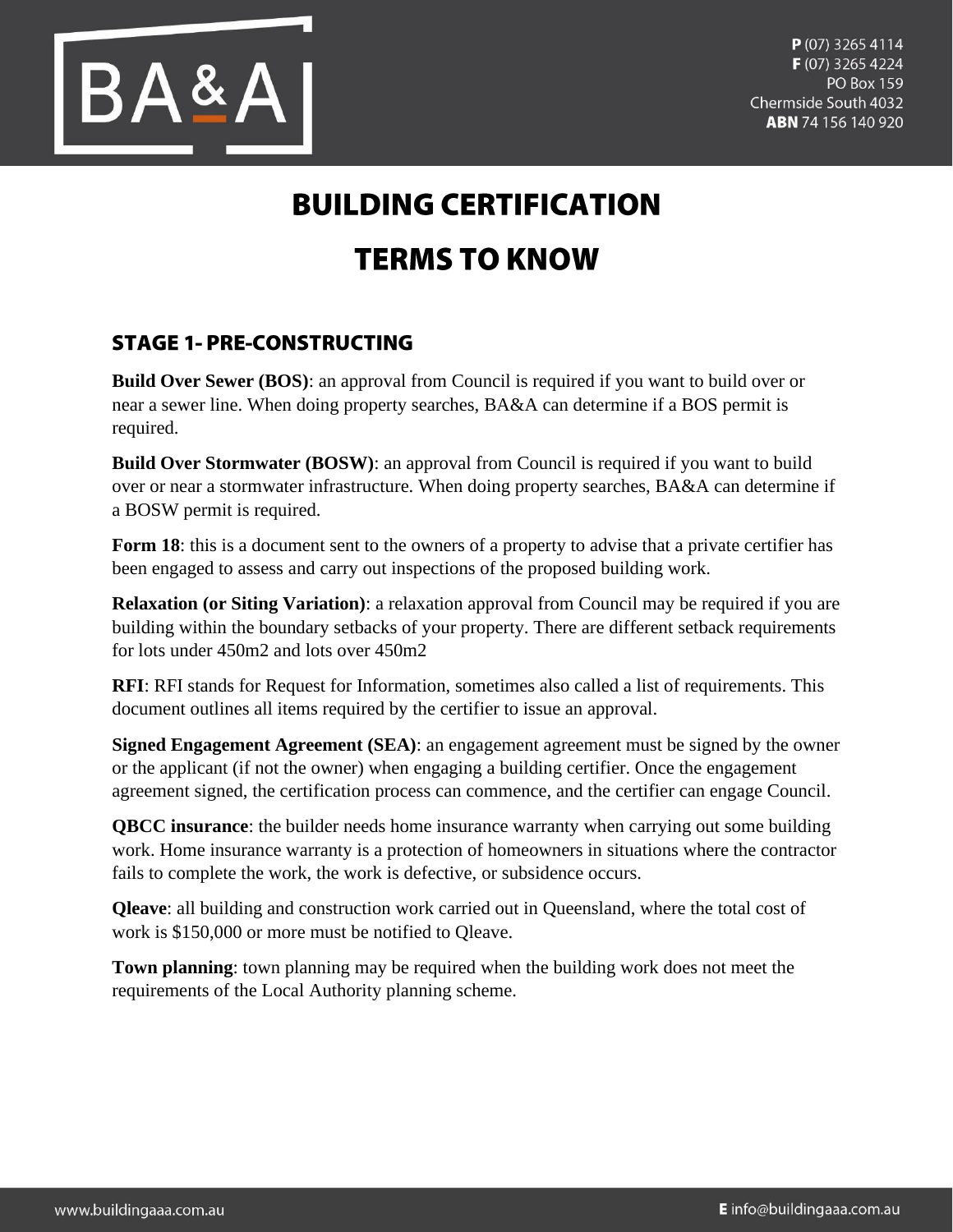# BUILDING CERTIFICATION

# TERMS TO KNOW

## STAGE 1- PRE-CONSTRUCTING

**Build Over Sewer (BOS)**: an approval from Council is required if you want to build over or near a sewer line. When doing property searches, BA&A can determine if a BOS permit is required.

**Build Over Stormwater (BOSW)**: an approval from Council is required if you want to build over or near a stormwater infrastructure. When doing property searches, BA&A can determine if a BOSW permit is required.

**Form 18**: this is a document sent to the owners of a property to advise that a private certifier has been engaged to assess and carry out inspections of the proposed building work.

**Relaxation (or Siting Variation)**: a relaxation approval from Council may be required if you are building within the boundary setbacks of your property. There are different setback requirements for lots under 450m2 and lots over 450m2

**RFI**: RFI stands for Request for Information, sometimes also called a list of requirements. This document outlines all items required by the certifier to issue an approval.

**Signed Engagement Agreement (SEA)**: an engagement agreement must be signed by the owner or the applicant (if not the owner) when engaging a building certifier. Once the engagement agreement signed, the certification process can commence, and the certifier can engage Council.

**QBCC insurance**: the builder needs home insurance warranty when carrying out some building work. Home insurance warranty is a protection of homeowners in situations where the contractor fails to complete the work, the work is defective, or subsidence occurs.

**Qleave**: all building and construction work carried out in Queensland, where the total cost of work is $150,000 or more must be notified to Qleave.

**Town planning**: town planning may be required when the building work does not meet the requirements of the Local Authority planning scheme.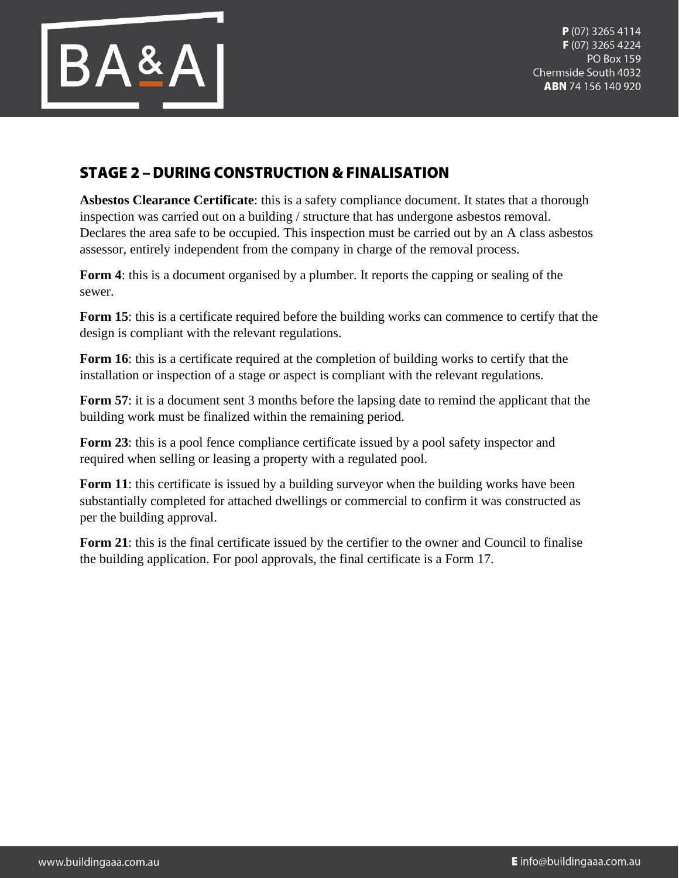## STAGE 2 – DURING CONSTRUCTION & FINALISATION

**Asbestos Clearance Certificate**: this is a safety compliance document. It states that a thorough inspection was carried out on a building / structure that has undergone asbestos removal. Declares the area safe to be occupied. This inspection must be carried out by an A class asbestos assessor, entirely independent from the company in charge of the removal process.

**Form 4**: this is a document organised by a plumber. It reports the capping or sealing of the sewer.

**Form 15**: this is a certificate required before the building works can commence to certify that the design is compliant with the relevant regulations.

**Form 16**: this is a certificate required at the completion of building works to certify that the installation or inspection of a stage or aspect is compliant with the relevant regulations.

**Form 57**: it is a document sent 3 months before the lapsing date to remind the applicant that the building work must be finalized within the remaining period.

**Form 23**: this is a pool fence compliance certificate issued by a pool safety inspector and required when selling or leasing a property with a regulated pool.

**Form 11**: this certificate is issued by a building surveyor when the building works have been substantially completed for attached dwellings or commercial to confirm it was constructed as per the building approval.

**Form 21**: this is the final certificate issued by the certifier to the owner and Council to finalise the building application. For pool approvals, the final certificate is a Form 17.